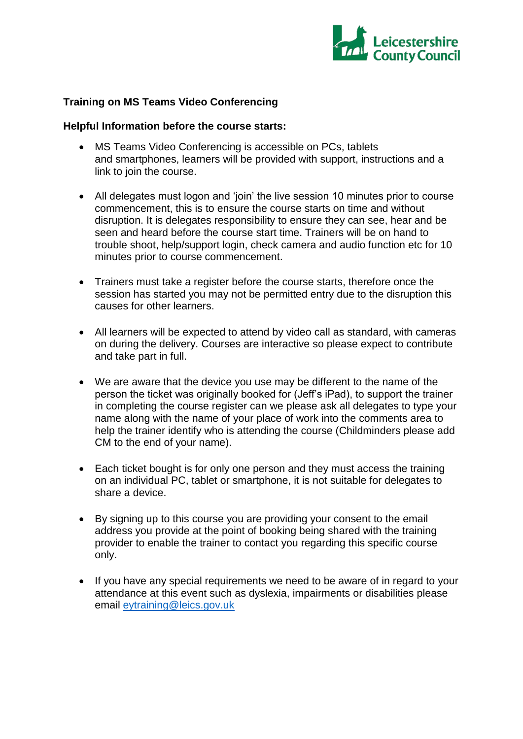**Training on MS Teams Video Conferencing**

**Helpful Information before the course starts:**

- MS Teams Video Conferencing is accessible on PCs, tablets and smartphones, learners will be provided with support, instructions and a link to join the course.

- All delegates must logon and 'join' the live session 10 minutes prior to course commencement, this is to ensure the course starts on time and without disruption. It is delegates responsibility to ensure they can see, hear and be seen and heard before the course start time. Trainers will be on hand to trouble shoot, help/support login, check camera and audio function etc for 10 minutes prior to course commencement.

- Trainers must take a register before the course starts, therefore once the session has started you may not be permitted entry due to the disruption this causes for other learners.

- All learners will be expected to attend by video call as standard, with cameras on during the delivery. Courses are interactive so please expect to contribute and take part in full.

- We are aware that the device you use may be different to the name of the person the ticket was originally booked for (Jeff's iPad), to support the trainer in completing the course register can we please ask all delegates to type your name along with the name of your place of work into the comments area to help the trainer identify who is attending the course (Childminders please add CM to the end of your name).

- Each ticket bought is for only one person and they must access the training on an individual PC, tablet or smartphone, it is not suitable for delegates to share a device.

- By signing up to this course you are providing your consent to the email address you provide at the point of booking being shared with the training provider to enable the trainer to contact you regarding this specific course only.

- If you have any special requirements we need to be aware of in regard to your attendance at this event such as dyslexia, impairments or disabilities please email eytraining@leics.gov.uk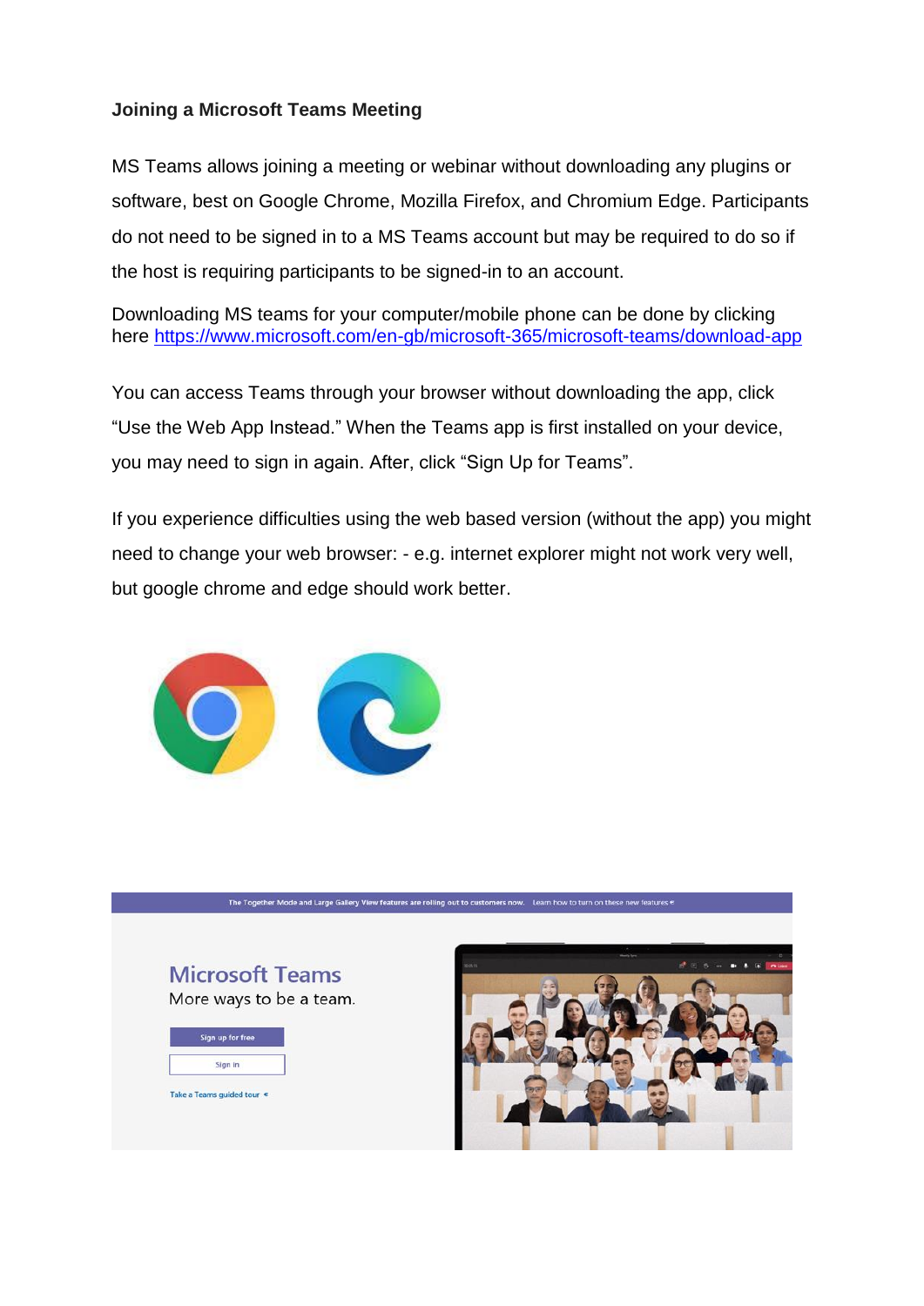**Joining a Microsoft Teams Meeting**

MS Teams allows joining a meeting or webinar without downloading any plugins or software, best on Google Chrome, Mozilla Firefox, and Chromium Edge. Participants do not need to be signed in to a MS Teams account but may be required to do so if the host is requiring participants to be signed-in to an account.

Downloading MS teams for your computer/mobile phone can be done by clicking here https://www.microsoft.com/en-gb/microsoft-365/microsoft-teams/download-app

You can access Teams through your browser without downloading the app, click "Use the Web App Instead." When the Teams app is first installed on your device, you may need to sign in again. After, click "Sign Up for Teams".

If you experience difficulties using the web based version (without the app) you might need to change your web browser: - e.g. internet explorer might not work very well, but google chrome and edge should work better.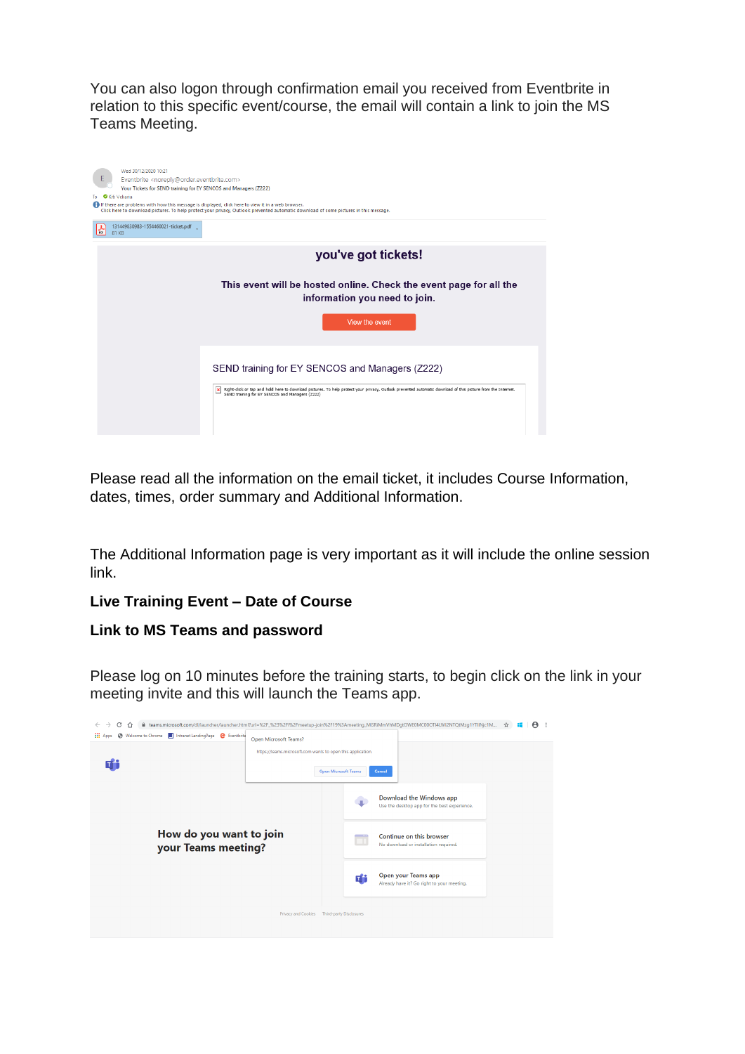You can also logon through confirmation email you received from Eventbrite in relation to this specific event/course, the email will contain a link to join the MS Teams Meeting.

Please read all the information on the email ticket, it includes Course Information, dates, times, order summary and Additional Information.

The Additional Information page is very important as it will include the online session link.

**Live Training Event – Date of Course**

**Link to MS Teams and password**

Please log on 10 minutes before the training starts, to begin click on the link in your meeting invite and this will launch the Teams app.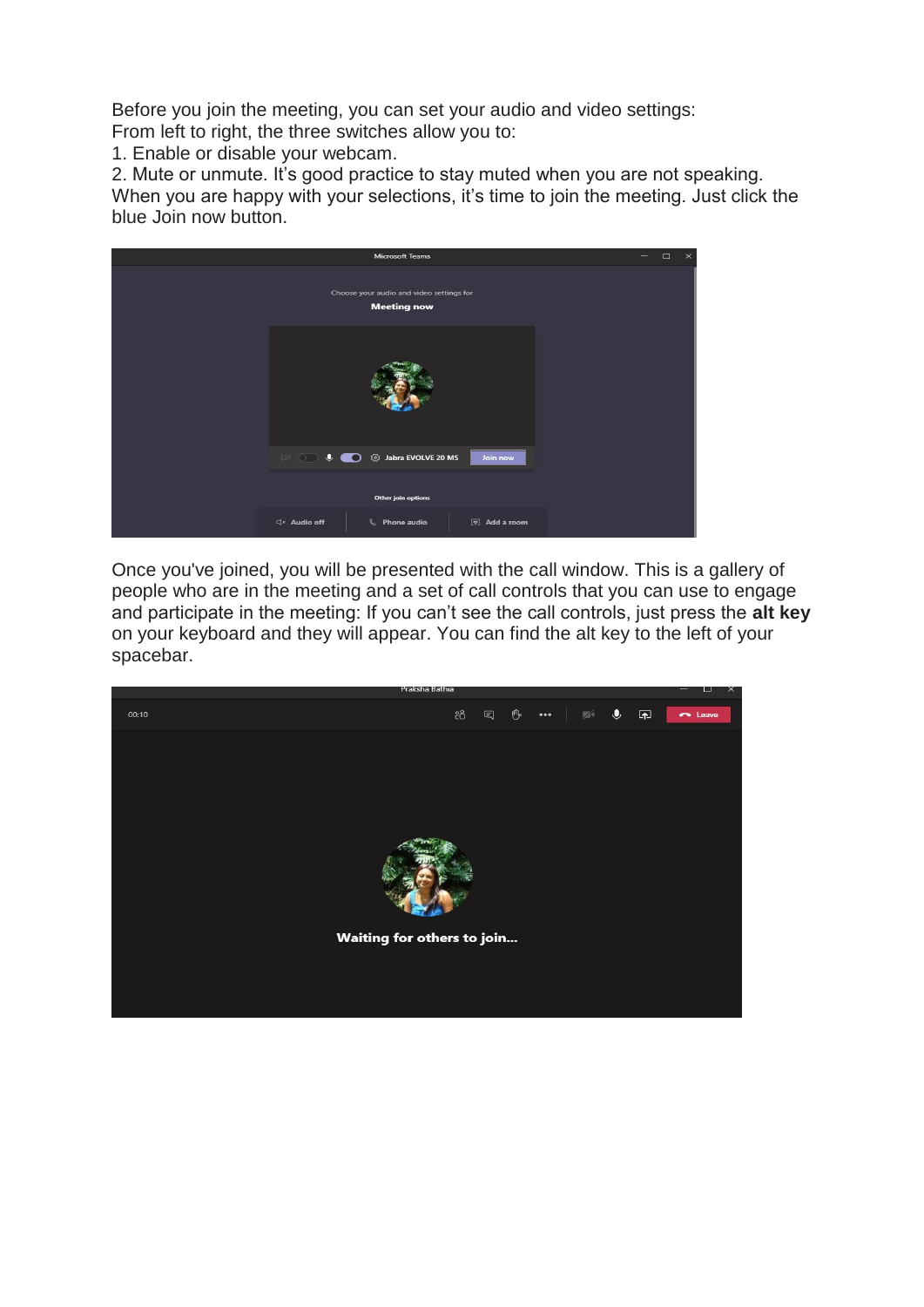Before you join the meeting, you can set your audio and video settings:
From left to right, the three switches allow you to:

1. Enable or disable your webcam.
2. Mute or unmute. It's good practice to stay muted when you are not speaking.

When you are happy with your selections, it's time to join the meeting. Just click the blue Join now button.

Once you've joined, you will be presented with the call window. This is a gallery of people who are in the meeting and a set of call controls that you can use to engage and participate in the meeting: If you can't see the call controls, just press the **alt key** on your keyboard and they will appear. You can find the alt key to the left of your spacebar.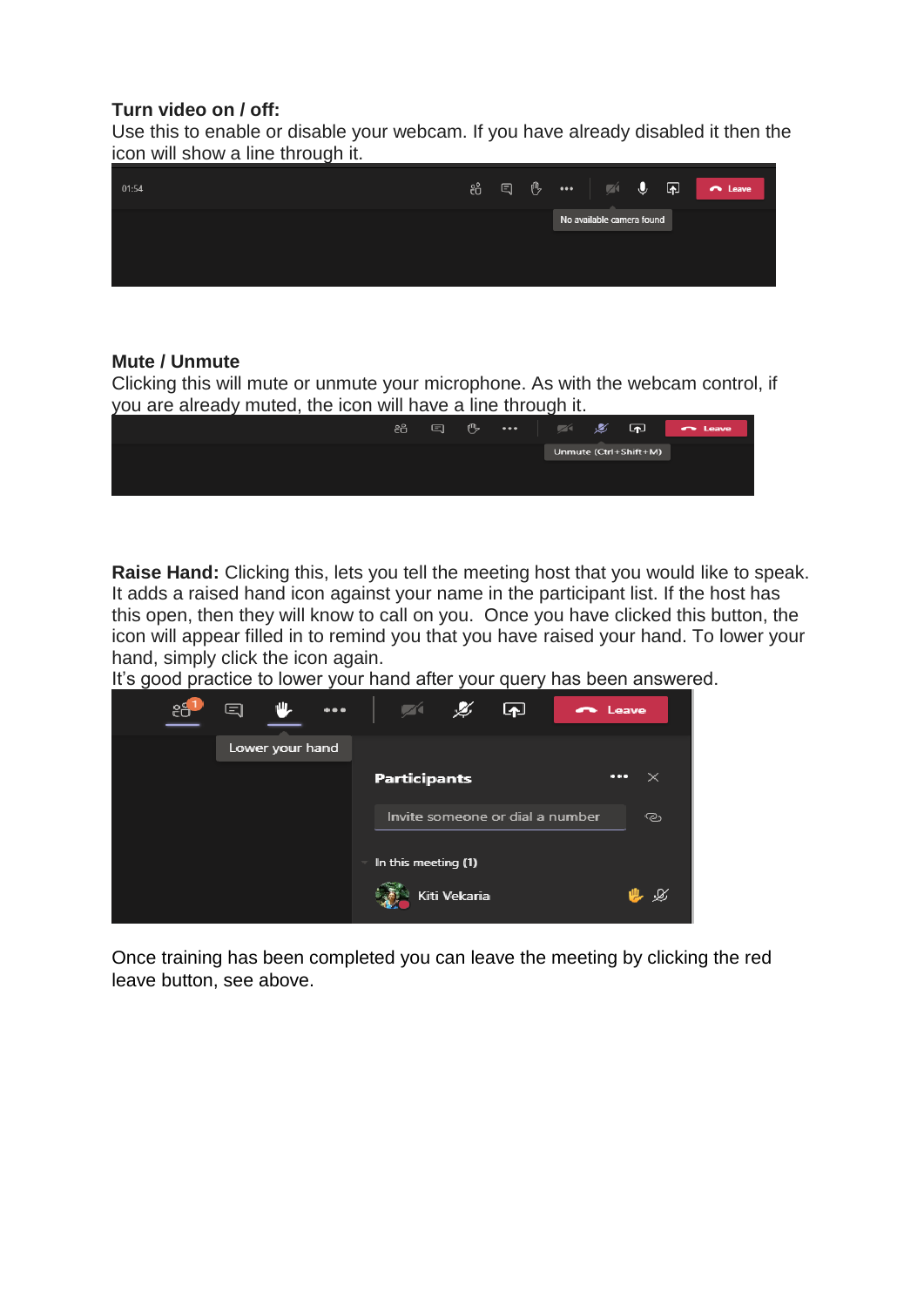**Turn video on / off:**
Use this to enable or disable your webcam. If you have already disabled it then the icon will show a line through it.

**Mute / Unmute**
Clicking this will mute or unmute your microphone. As with the webcam control, if you are already muted, the icon will have a line through it.

**Raise Hand:** Clicking this, lets you tell the meeting host that you would like to speak. It adds a raised hand icon against your name in the participant list. If the host has this open, then they will know to call on you. Once you have clicked this button, the icon will appear filled in to remind you that you have raised your hand. To lower your hand, simply click the icon again.
It's good practice to lower your hand after your query has been answered.

Once training has been completed you can leave the meeting by clicking the red leave button, see above.